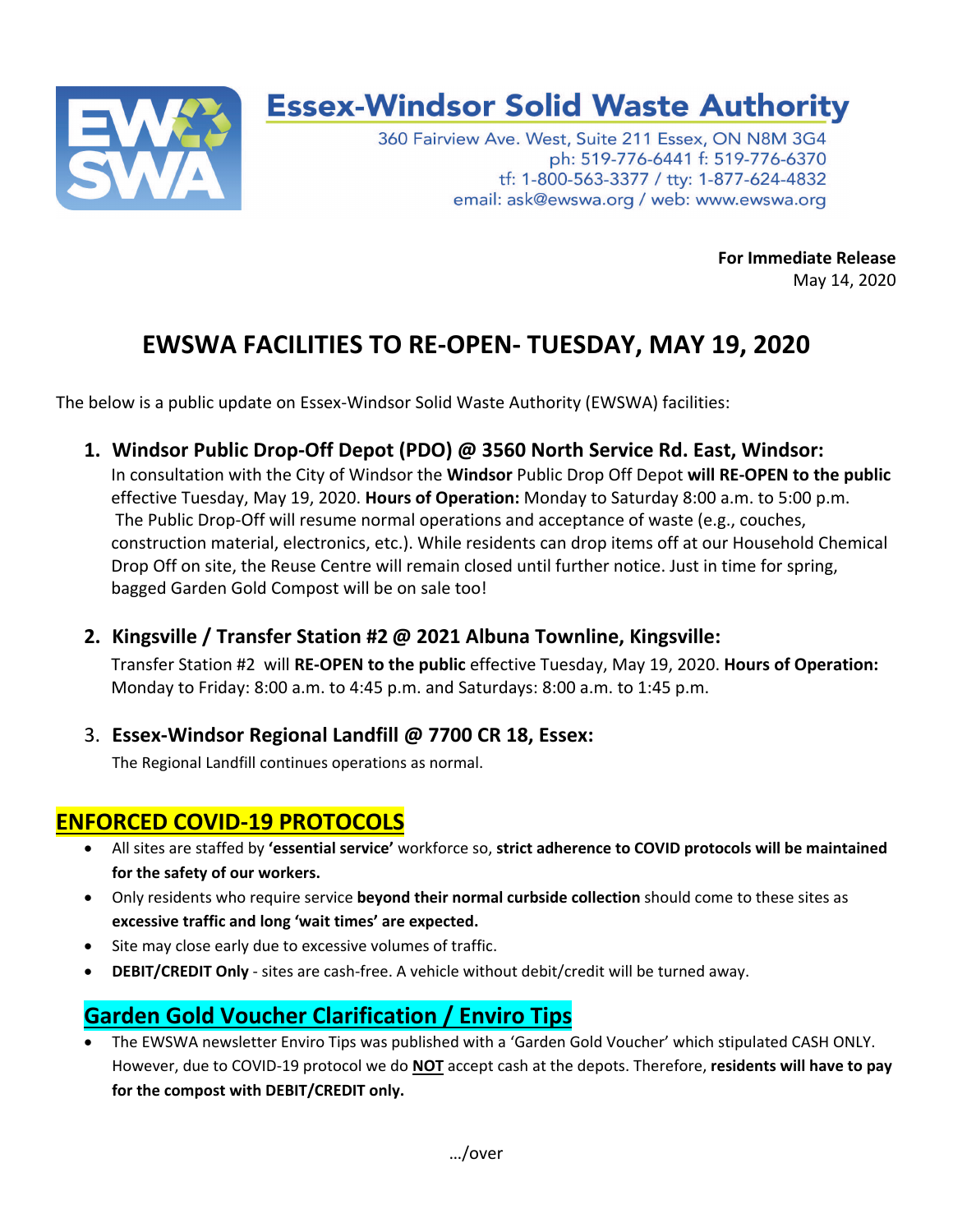# Essex-Windsor Solid Waste Authority

360 Fairview Ave. West, Suite 211 Essex, ON N8M 3G4
ph: 519-776-6441 f: 519-776-6370
tf: 1-800-563-3377 / tty: 1-877-624-4832
email: ask@ewswa.org / web: www.ewswa.org

**For Immediate Release**
May 14, 2020

## EWSWA FACILITIES TO RE-OPEN- TUESDAY, MAY 19, 2020

The below is a public update on Essex-Windsor Solid Waste Authority (EWSWA) facilities:

1. **Windsor Public Drop-Off Depot (PDO) @ 3560 North Service Rd. East, Windsor:**
   In consultation with the City of Windsor the **Windsor** Public Drop Off Depot **will RE-OPEN to the public** effective Tuesday, May 19, 2020. **Hours of Operation:** Monday to Saturday 8:00 a.m. to 5:00 p.m. The Public Drop-Off will resume normal operations and acceptance of waste (e.g., couches, construction material, electronics, etc.). While residents can drop items off at our Household Chemical Drop Off on site, the Reuse Centre will remain closed until further notice. Just in time for spring, bagged Garden Gold Compost will be on sale too!

2. **Kingsville / Transfer Station #2 @ 2021 Albuna Townline, Kingsville:**
   Transfer Station #2 will **RE-OPEN to the public** effective Tuesday, May 19, 2020. **Hours of Operation:** Monday to Friday: 8:00 a.m. to 4:45 p.m. and Saturdays: 8:00 a.m. to 1:45 p.m.

3. **Essex-Windsor Regional Landfill @ 7700 CR 18, Essex:**
   The Regional Landfill continues operations as normal.

## ENFORCED COVID-19 PROTOCOLS

- All sites are staffed by **'essential service'** workforce so, **strict adherence to COVID protocols will be maintained for the safety of our workers.**
- Only residents who require service **beyond their normal curbside collection** should come to these sites as **excessive traffic and long 'wait times' are expected.**
- Site may close early due to excessive volumes of traffic.
- **DEBIT/CREDIT Only** - sites are cash-free. A vehicle without debit/credit will be turned away.

## Garden Gold Voucher Clarification / Enviro Tips

- The EWSWA newsletter Enviro Tips was published with a 'Garden Gold Voucher' which stipulated CASH ONLY. However, due to COVID-19 protocol we do **NOT** accept cash at the depots. Therefore, **residents will have to pay for the compost with DEBIT/CREDIT only.**

…/over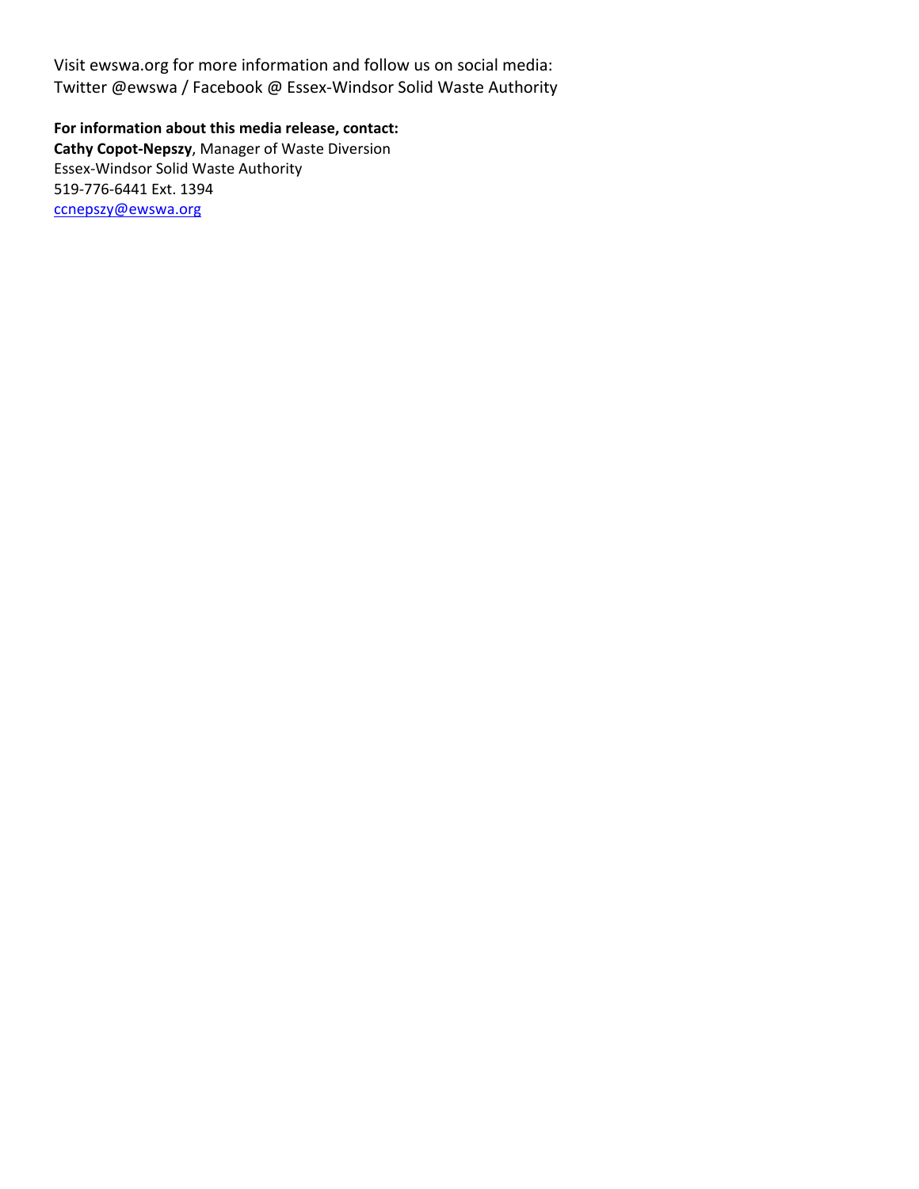Visit ewswa.org for more information and follow us on social media:
Twitter @ewswa / Facebook @ Essex-Windsor Solid Waste Authority

**For information about this media release, contact:**
**Cathy Copot-Nepszy**, Manager of Waste Diversion
Essex-Windsor Solid Waste Authority
519-776-6441 Ext. 1394
ccnepszy@ewswa.org